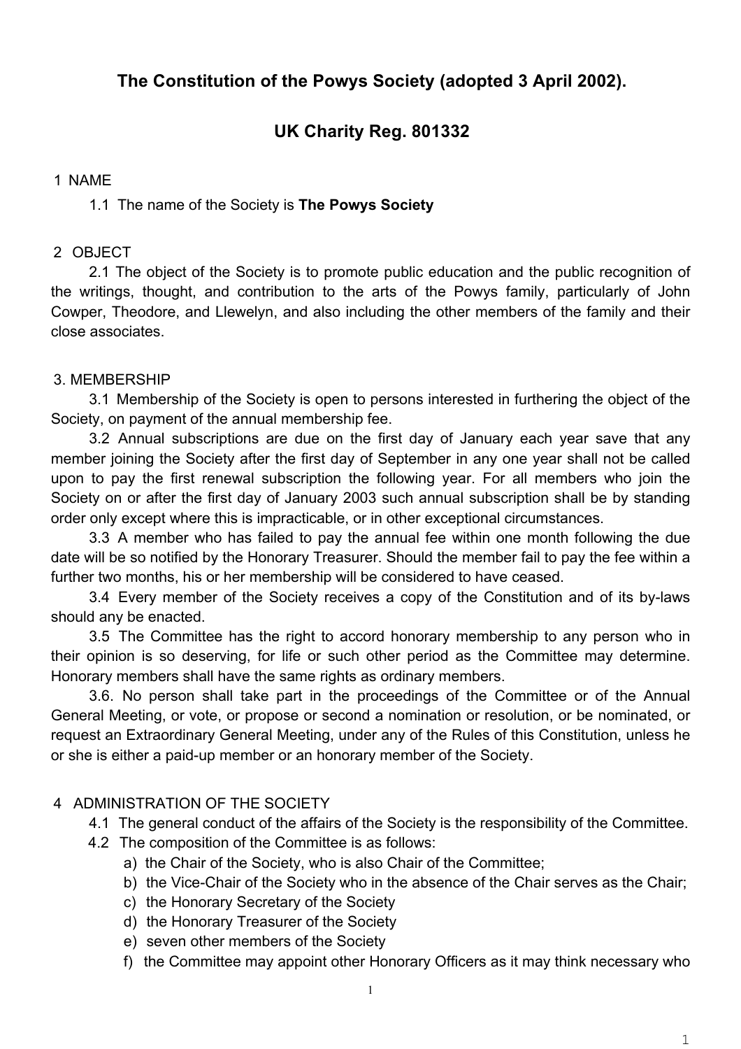# The Constitution of the Powys Society (adopted 3 April 2002).

# UK Charity Reg. 801332

## 1 NAME

1.1 The name of the Society is **The Powys Society**

## 2 OBJECT

2.1 The object of the Society is to promote public education and the public recognition of the writings, thought, and contribution to the arts of the Powys family, particularly of John Cowper, Theodore, and Llewelyn, and also including the other members of the family and their close associates.

## 3. MEMBERSHIP

3.1 Membership of the Society is open to persons interested in furthering the object of the Society, on payment of the annual membership fee.

3.2 Annual subscriptions are due on the first day of January each year save that any member joining the Society after the first day of September in any one year shall not be called upon to pay the first renewal subscription the following year. For all members who join the Society on or after the first day of January 2003 such annual subscription shall be by standing order only except where this is impracticable, or in other exceptional circumstances.

3.3 A member who has failed to pay the annual fee within one month following the due date will be so notified by the Honorary Treasurer. Should the member fail to pay the fee within a further two months, his or her membership will be considered to have ceased.

3.4 Every member of the Society receives a copy of the Constitution and of its by-laws should any be enacted.

3.5 The Committee has the right to accord honorary membership to any person who in their opinion is so deserving, for life or such other period as the Committee may determine. Honorary members shall have the same rights as ordinary members.

3.6. No person shall take part in the proceedings of the Committee or of the Annual General Meeting, or vote, or propose or second a nomination or resolution, or be nominated, or request an Extraordinary General Meeting, under any of the Rules of this Constitution, unless he or she is either a paid-up member or an honorary member of the Society.

## 4 ADMINISTRATION OF THE SOCIETY

4.1 The general conduct of the affairs of the Society is the responsibility of the Committee.

4.2 The composition of the Committee is as follows:

a) the Chair of the Society, who is also Chair of the Committee;
b) the Vice-Chair of the Society who in the absence of the Chair serves as the Chair;
c) the Honorary Secretary of the Society
d) the Honorary Treasurer of the Society
e) seven other members of the Society
f) the Committee may appoint other Honorary Officers as it may think necessary who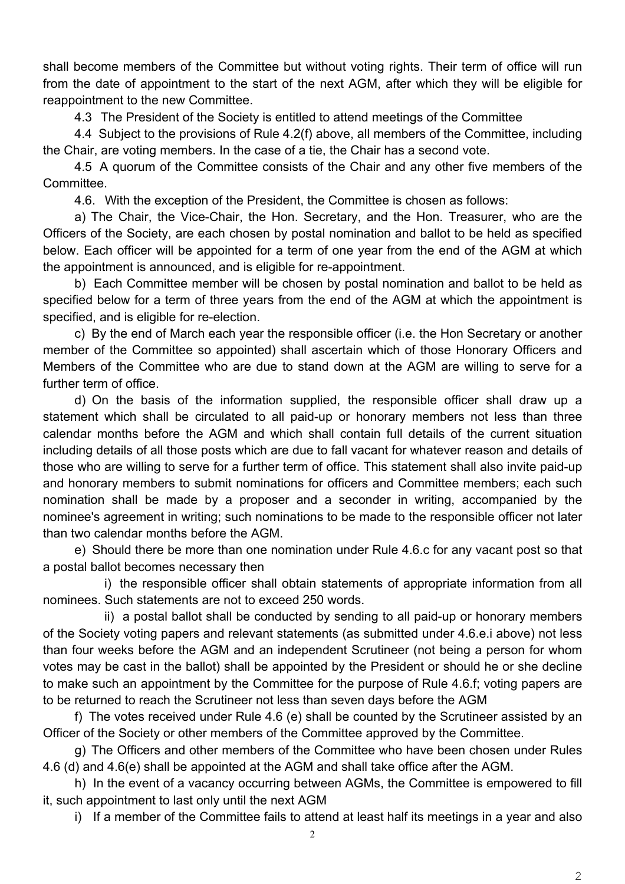shall become members of the Committee but without voting rights. Their term of office will run from the date of appointment to the start of the next AGM, after which they will be eligible for reappointment to the new Committee.

4.3 The President of the Society is entitled to attend meetings of the Committee

4.4 Subject to the provisions of Rule 4.2(f) above, all members of the Committee, including the Chair, are voting members. In the case of a tie, the Chair has a second vote.

4.5 A quorum of the Committee consists of the Chair and any other five members of the Committee.

4.6. With the exception of the President, the Committee is chosen as follows:

a) The Chair, the Vice-Chair, the Hon. Secretary, and the Hon. Treasurer, who are the Officers of the Society, are each chosen by postal nomination and ballot to be held as specified below. Each officer will be appointed for a term of one year from the end of the AGM at which the appointment is announced, and is eligible for re-appointment.

b) Each Committee member will be chosen by postal nomination and ballot to be held as specified below for a term of three years from the end of the AGM at which the appointment is specified, and is eligible for re-election.

c) By the end of March each year the responsible officer (i.e. the Hon Secretary or another member of the Committee so appointed) shall ascertain which of those Honorary Officers and Members of the Committee who are due to stand down at the AGM are willing to serve for a further term of office.

d) On the basis of the information supplied, the responsible officer shall draw up a statement which shall be circulated to all paid-up or honorary members not less than three calendar months before the AGM and which shall contain full details of the current situation including details of all those posts which are due to fall vacant for whatever reason and details of those who are willing to serve for a further term of office. This statement shall also invite paid-up and honorary members to submit nominations for officers and Committee members; each such nomination shall be made by a proposer and a seconder in writing, accompanied by the nominee's agreement in writing; such nominations to be made to the responsible officer not later than two calendar months before the AGM.

e) Should there be more than one nomination under Rule 4.6.c for any vacant post so that a postal ballot becomes necessary then

i) the responsible officer shall obtain statements of appropriate information from all nominees. Such statements are not to exceed 250 words.

ii) a postal ballot shall be conducted by sending to all paid-up or honorary members of the Society voting papers and relevant statements (as submitted under 4.6.e.i above) not less than four weeks before the AGM and an independent Scrutineer (not being a person for whom votes may be cast in the ballot) shall be appointed by the President or should he or she decline to make such an appointment by the Committee for the purpose of Rule 4.6.f; voting papers are to be returned to reach the Scrutineer not less than seven days before the AGM

f) The votes received under Rule 4.6 (e) shall be counted by the Scrutineer assisted by an Officer of the Society or other members of the Committee approved by the Committee.

g) The Officers and other members of the Committee who have been chosen under Rules 4.6 (d) and 4.6(e) shall be appointed at the AGM and shall take office after the AGM.

h) In the event of a vacancy occurring between AGMs, the Committee is empowered to fill it, such appointment to last only until the next AGM

i) If a member of the Committee fails to attend at least half its meetings in a year and also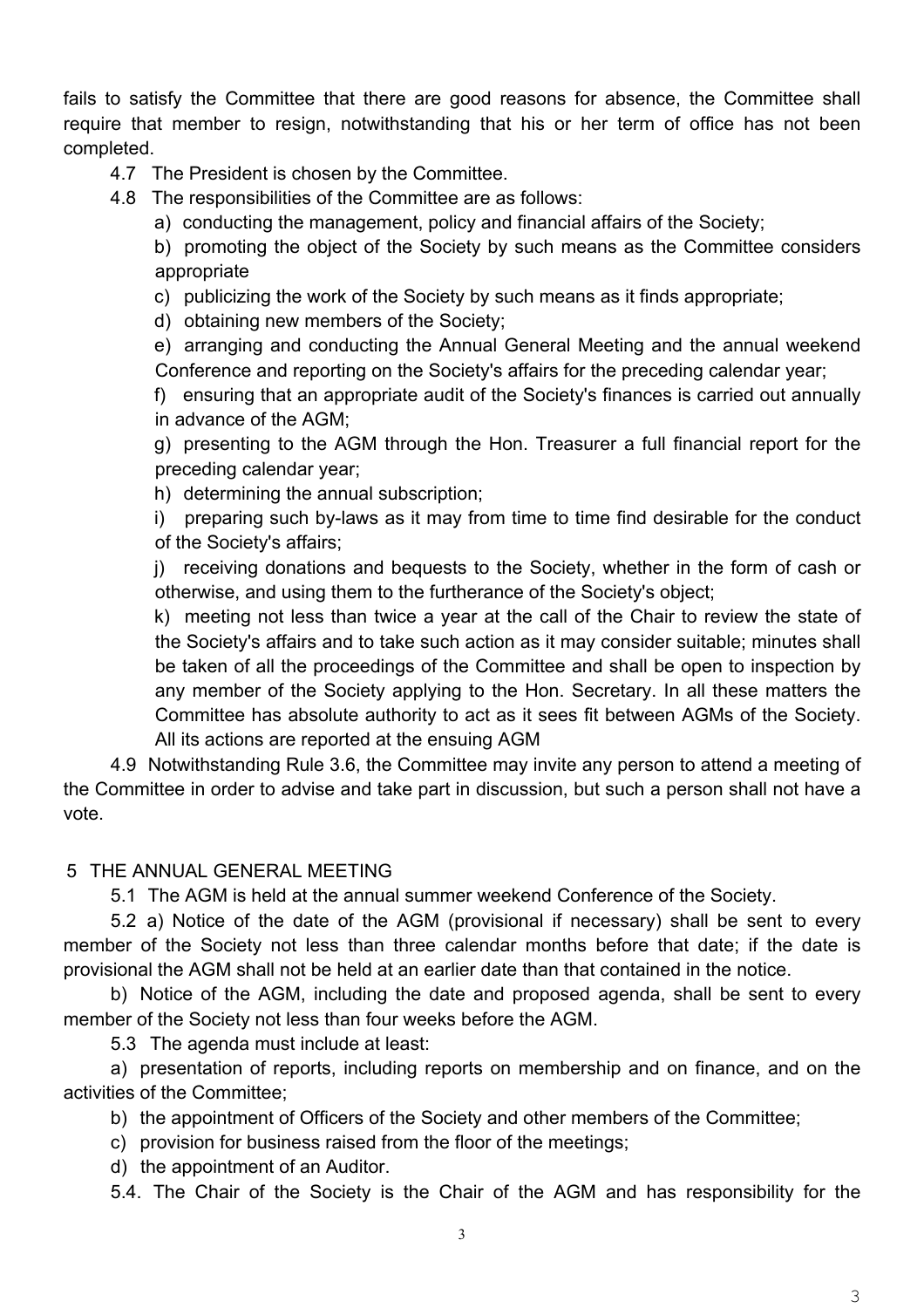fails to satisfy the Committee that there are good reasons for absence, the Committee shall require that member to resign, notwithstanding that his or her term of office has not been completed.

4.7 The President is chosen by the Committee.

4.8 The responsibilities of the Committee are as follows:

a) conducting the management, policy and financial affairs of the Society;

b) promoting the object of the Society by such means as the Committee considers appropriate

c) publicizing the work of the Society by such means as it finds appropriate;

d) obtaining new members of the Society;

e) arranging and conducting the Annual General Meeting and the annual weekend Conference and reporting on the Society's affairs for the preceding calendar year;

f) ensuring that an appropriate audit of the Society's finances is carried out annually in advance of the AGM;

g) presenting to the AGM through the Hon. Treasurer a full financial report for the preceding calendar year;

h) determining the annual subscription;

i) preparing such by-laws as it may from time to time find desirable for the conduct of the Society's affairs;

j) receiving donations and bequests to the Society, whether in the form of cash or otherwise, and using them to the furtherance of the Society's object;

k) meeting not less than twice a year at the call of the Chair to review the state of the Society's affairs and to take such action as it may consider suitable; minutes shall be taken of all the proceedings of the Committee and shall be open to inspection by any member of the Society applying to the Hon. Secretary. In all these matters the Committee has absolute authority to act as it sees fit between AGMs of the Society. All its actions are reported at the ensuing AGM

4.9 Notwithstanding Rule 3.6, the Committee may invite any person to attend a meeting of the Committee in order to advise and take part in discussion, but such a person shall not have a vote.

## 5 THE ANNUAL GENERAL MEETING

5.1 The AGM is held at the annual summer weekend Conference of the Society.

5.2 a) Notice of the date of the AGM (provisional if necessary) shall be sent to every member of the Society not less than three calendar months before that date; if the date is provisional the AGM shall not be held at an earlier date than that contained in the notice.

b) Notice of the AGM, including the date and proposed agenda, shall be sent to every member of the Society not less than four weeks before the AGM.

5.3 The agenda must include at least:

a) presentation of reports, including reports on membership and on finance, and on the activities of the Committee;

b) the appointment of Officers of the Society and other members of the Committee;

c) provision for business raised from the floor of the meetings;

d) the appointment of an Auditor.

5.4. The Chair of the Society is the Chair of the AGM and has responsibility for the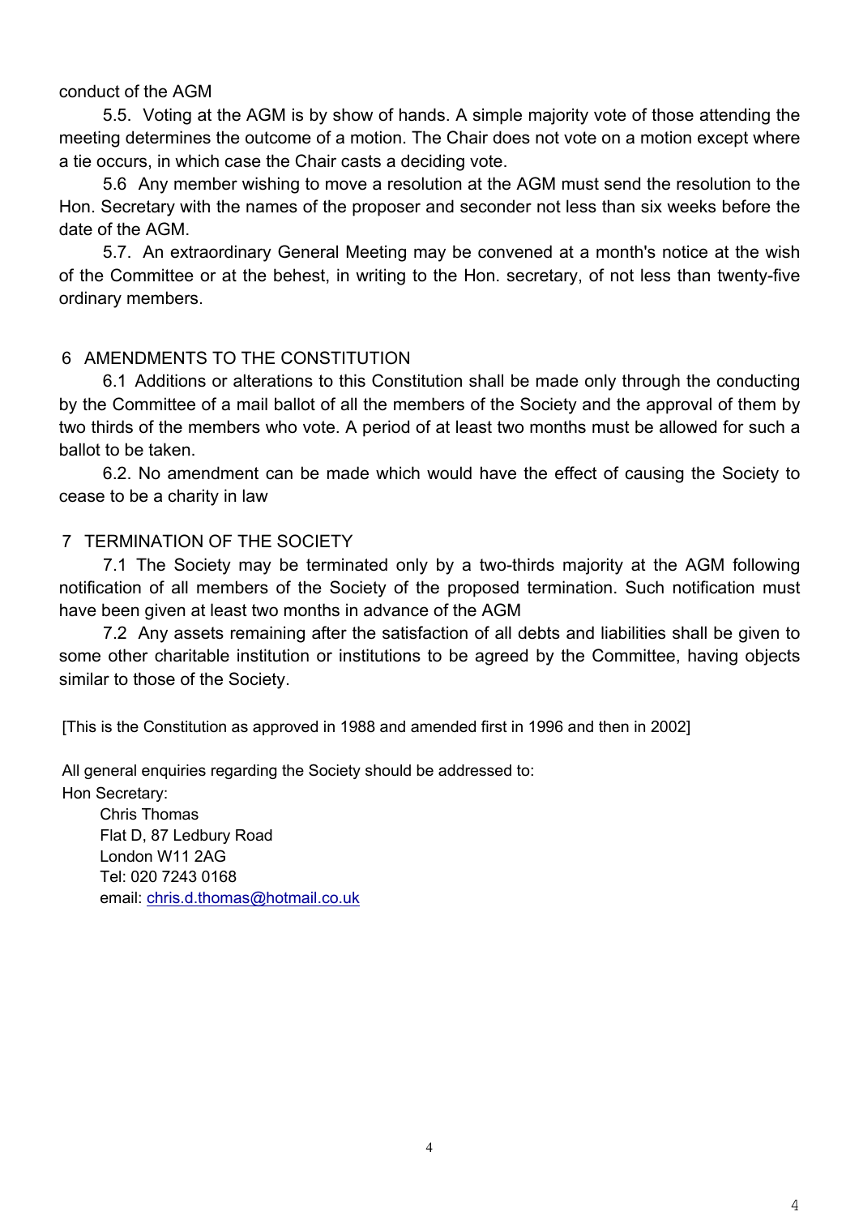conduct of the AGM

5.5. Voting at the AGM is by show of hands. A simple majority vote of those attending the meeting determines the outcome of a motion. The Chair does not vote on a motion except where a tie occurs, in which case the Chair casts a deciding vote.

5.6 Any member wishing to move a resolution at the AGM must send the resolution to the Hon. Secretary with the names of the proposer and seconder not less than six weeks before the date of the AGM.

5.7. An extraordinary General Meeting may be convened at a month's notice at the wish of the Committee or at the behest, in writing to the Hon. secretary, of not less than twenty-five ordinary members.

## 6 AMENDMENTS TO THE CONSTITUTION

6.1 Additions or alterations to this Constitution shall be made only through the conducting by the Committee of a mail ballot of all the members of the Society and the approval of them by two thirds of the members who vote. A period of at least two months must be allowed for such a ballot to be taken.

6.2. No amendment can be made which would have the effect of causing the Society to cease to be a charity in law

## 7 TERMINATION OF THE SOCIETY

7.1 The Society may be terminated only by a two-thirds majority at the AGM following notification of all members of the Society of the proposed termination. Such notification must have been given at least two months in advance of the AGM

7.2 Any assets remaining after the satisfaction of all debts and liabilities shall be given to some other charitable institution or institutions to be agreed by the Committee, having objects similar to those of the Society.

[This is the Constitution as approved in 1988 and amended first in 1996 and then in 2002]

All general enquiries regarding the Society should be addressed to:
Hon Secretary:

Chris Thomas
Flat D, 87 Ledbury Road
London W11 2AG
Tel: 020 7243 0168
email: chris.d.thomas@hotmail.co.uk